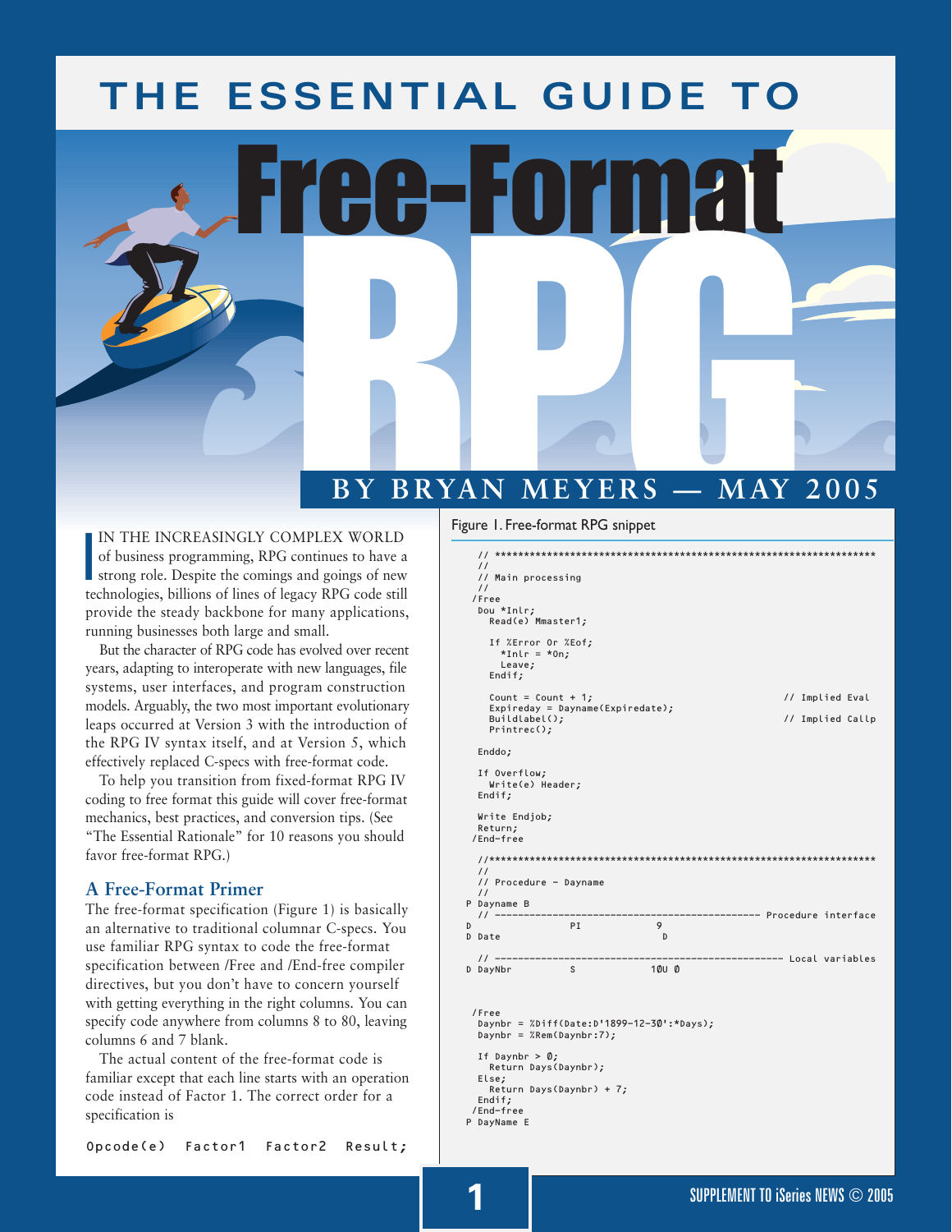# THE ESSENTIAL GUIDE TO Free-Format RPG

BY BRYAN MEYERS — MAY 2005

IN THE INCREASINGLY COMPLEX WORLD of business programming, RPG continues to have a strong role. Despite the comings and goings of new technologies, billions of lines of legacy RPG code still provide the steady backbone for many applications, running businesses both large and small.

But the character of RPG code has evolved over recent years, adapting to interoperate with new languages, file systems, user interfaces, and program construction models. Arguably, the two most important evolutionary leaps occurred at Version 3 with the introduction of the RPG IV syntax itself, and at Version 5, which effectively replaced C-specs with free-format code.

To help you transition from fixed-format RPG IV coding to free format this guide will cover free-format mechanics, best practices, and conversion tips. (See "The Essential Rationale" for 10 reasons you should favor free-format RPG.)

## A Free-Format Primer

The free-format specification (Figure 1) is basically an alternative to traditional columnar C-specs. You use familiar RPG syntax to code the free-format specification between /Free and /End-free compiler directives, but you don't have to concern yourself with getting everything in the right columns. You can specify code anywhere from columns 8 to 80, leaving columns 6 and 7 blank.

The actual content of the free-format code is familiar except that each line starts with an operation code instead of Factor 1. The correct order for a specification is

```
Opcode(e)  Factor1  Factor2  Result;
```

Figure 1. Free-format RPG snippet

```
   // *******************************************************************
   //
   // Main processing
   //
  /Free
   Dou *Inlr;
     Read(e) Mmaster1;

     If %Error Or %Eof;
       *Inlr = *On;
       Leave;
     Endif;

     Count = Count + 1;                                    // Implied Eval
     Expireday = Dayname(Expiredate);
     Buildlabel();                                         // Implied Callp
     Printrec();

   Enddo;

   If Overflow;
     Write(e) Header;
   Endif;

   Write Endjob;
   Return;
  /End-free

   //*******************************************************************
   //
   // Procedure - Dayname
   //
 P Dayname B
   // -------------------------------------------- Procedure interface
 D                 PI             9
 D Date                            D

   // ------------------------------------------------ Local variables
 D DayNbr          S             10U 0


  /Free
   Daynbr = %Diff(Date:D'1899-12-30':*Days);
   Daynbr = %Rem(Daynbr:7);

   If Daynbr > 0;
     Return Days(Daynbr);
   Else;
     Return Days(Daynbr) + 7;
   Endif;
  /End-free
 P DayName E
```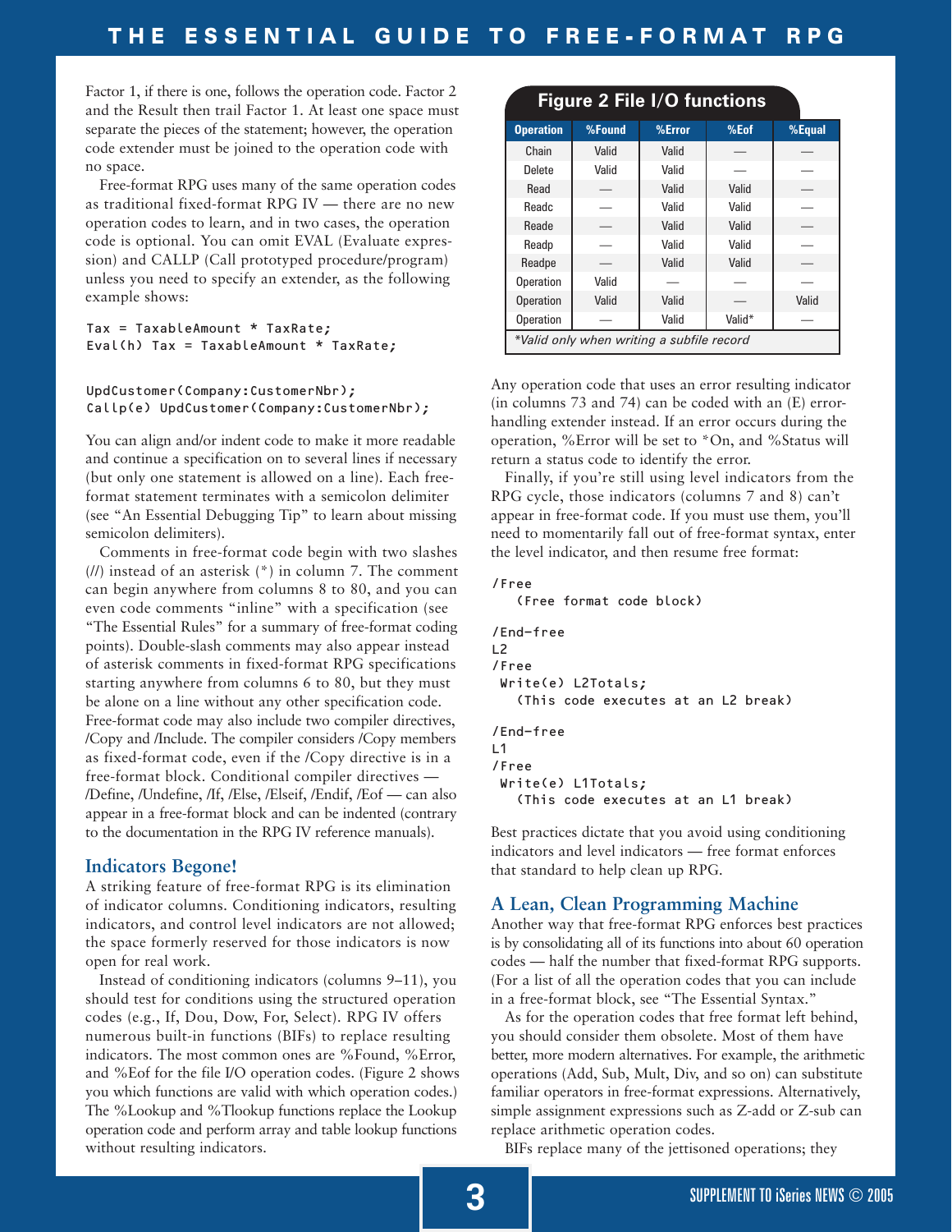Factor 1, if there is one, follows the operation code. Factor 2 and the Result then trail Factor 1. At least one space must separate the pieces of the statement; however, the operation code extender must be joined to the operation code with no space.

Free-format RPG uses many of the same operation codes as traditional fixed-format RPG IV — there are no new operation codes to learn, and in two cases, the operation code is optional. You can omit EVAL (Evaluate expression) and CALLP (Call prototyped procedure/program) unless you need to specify an extender, as the following example shows:

```
Tax = TaxableAmount * TaxRate;
Eval(h) Tax = TaxableAmount * TaxRate;


UpdCustomer(Company:CustomerNbr);
Callp(e) UpdCustomer(Company:CustomerNbr);
```

You can align and/or indent code to make it more readable and continue a specification on to several lines if necessary (but only one statement is allowed on a line). Each free-format statement terminates with a semicolon delimiter (see "An Essential Debugging Tip" to learn about missing semicolon delimiters).

Comments in free-format code begin with two slashes (//) instead of an asterisk (*) in column 7. The comment can begin anywhere from columns 8 to 80, and you can even code comments "inline" with a specification (see "The Essential Rules" for a summary of free-format coding points). Double-slash comments may also appear instead of asterisk comments in fixed-format RPG specifications starting anywhere from columns 6 to 80, but they must be alone on a line without any other specification code. Free-format code may also include two compiler directives, /Copy and /Include. The compiler considers /Copy members as fixed-format code, even if the /Copy directive is in a free-format block. Conditional compiler directives — /Define, /Undefine, /If, /Else, /Elseif, /Endif, /Eof — can also appear in a free-format block and can be indented (contrary to the documentation in the RPG IV reference manuals).

## Indicators Begone!

A striking feature of free-format RPG is its elimination of indicator columns. Conditioning indicators, resulting indicators, and control level indicators are not allowed; the space formerly reserved for those indicators is now open for real work.

Instead of conditioning indicators (columns 9–11), you should test for conditions using the structured operation codes (e.g., If, Dou, Dow, For, Select). RPG IV offers numerous built-in functions (BIFs) to replace resulting indicators. The most common ones are %Found, %Error, and %Eof for the file I/O operation codes. (Figure 2 shows you which functions are valid with which operation codes.) The %Lookup and %Tlookup functions replace the Lookup operation code and perform array and table lookup functions without resulting indicators.

**Figure 2 File I/O functions**

| Operation | %Found | %Error | %Eof | %Equal |
|---|---|---|---|---|
| Chain | Valid | Valid | — | — |
| Delete | Valid | Valid | — | — |
| Read | — | Valid | Valid | — |
| Readc | — | Valid | Valid | — |
| Reade | — | Valid | Valid | — |
| Readp | — | Valid | Valid | — |
| Readpe | — | Valid | Valid | — |
| Operation | Valid | — | — | — |
| Operation | Valid | Valid | — | Valid |
| Operation | — | Valid | Valid* | — |

*Valid only when writing a subfile record

Any operation code that uses an error resulting indicator (in columns 73 and 74) can be coded with an (E) error-handling extender instead. If an error occurs during the operation, %Error will be set to *On, and %Status will return a status code to identify the error.

Finally, if you're still using level indicators from the RPG cycle, those indicators (columns 7 and 8) can't appear in free-format code. If you must use them, you'll need to momentarily fall out of free-format syntax, enter the level indicator, and then resume free format:

```
/Free
   (Free format code block)

/End-free
L2
/Free
 Write(e) L2Totals;
   (This code executes at an L2 break)

/End-free
L1
/Free
 Write(e) L1Totals;
   (This code executes at an L1 break)
```

Best practices dictate that you avoid using conditioning indicators and level indicators — free format enforces that standard to help clean up RPG.

## A Lean, Clean Programming Machine

Another way that free-format RPG enforces best practices is by consolidating all of its functions into about 60 operation codes — half the number that fixed-format RPG supports. (For a list of all the operation codes that you can include in a free-format block, see "The Essential Syntax.")

As for the operation codes that free format left behind, you should consider them obsolete. Most of them have better, more modern alternatives. For example, the arithmetic operations (Add, Sub, Mult, Div, and so on) can substitute familiar operators in free-format expressions. Alternatively, simple assignment expressions such as Z-add or Z-sub can replace arithmetic operation codes.

BIFs replace many of the jettisoned operations; they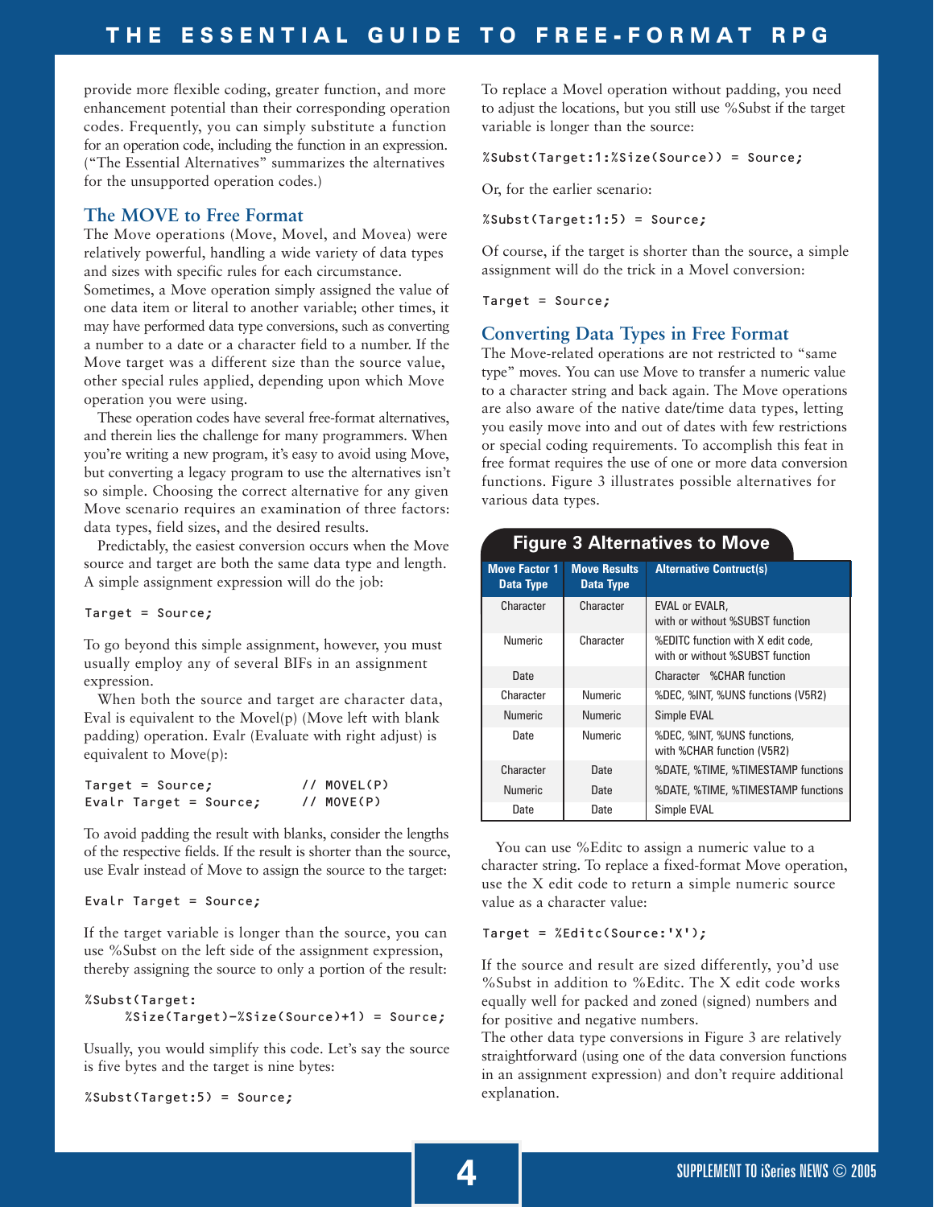provide more flexible coding, greater function, and more enhancement potential than their corresponding operation codes. Frequently, you can simply substitute a function for an operation code, including the function in an expression. ("The Essential Alternatives" summarizes the alternatives for the unsupported operation codes.)

## The MOVE to Free Format

The Move operations (Move, Movel, and Movea) were relatively powerful, handling a wide variety of data types and sizes with specific rules for each circumstance. Sometimes, a Move operation simply assigned the value of one data item or literal to another variable; other times, it may have performed data type conversions, such as converting a number to a date or a character field to a number. If the Move target was a different size than the source value, other special rules applied, depending upon which Move operation you were using.

These operation codes have several free-format alternatives, and therein lies the challenge for many programmers. When you're writing a new program, it's easy to avoid using Move, but converting a legacy program to use the alternatives isn't so simple. Choosing the correct alternative for any given Move scenario requires an examination of three factors: data types, field sizes, and the desired results.

Predictably, the easiest conversion occurs when the Move source and target are both the same data type and length. A simple assignment expression will do the job:

```
Target = Source;
```

To go beyond this simple assignment, however, you must usually employ any of several BIFs in an assignment expression.

When both the source and target are character data, Eval is equivalent to the Movel(p) (Move left with blank padding) operation. Evalr (Evaluate with right adjust) is equivalent to Move(p):

```
Target = Source;           // MOVEL(P)
Evalr Target = Source;     // MOVE(P)
```

To avoid padding the result with blanks, consider the lengths of the respective fields. If the result is shorter than the source, use Evalr instead of Move to assign the source to the target:

```
Evalr Target = Source;
```

If the target variable is longer than the source, you can use %Subst on the left side of the assignment expression, thereby assigning the source to only a portion of the result:

```
%Subst(Target:
     %Size(Target)-%Size(Source)+1) = Source;
```

Usually, you would simplify this code. Let's say the source is five bytes and the target is nine bytes:

```
%Subst(Target:5) = Source;
```

To replace a Movel operation without padding, you need to adjust the locations, but you still use %Subst if the target variable is longer than the source:

```
%Subst(Target:1:%Size(Source)) = Source;
```

Or, for the earlier scenario:

```
%Subst(Target:1:5) = Source;
```

Of course, if the target is shorter than the source, a simple assignment will do the trick in a Movel conversion:

```
Target = Source;
```

## Converting Data Types in Free Format

The Move-related operations are not restricted to "same type" moves. You can use Move to transfer a numeric value to a character string and back again. The Move operations are also aware of the native date/time data types, letting you easily move into and out of dates with few restrictions or special coding requirements. To accomplish this feat in free format requires the use of one or more data conversion functions. Figure 3 illustrates possible alternatives for various data types.

**Figure 3 Alternatives to Move**

| Move Factor 1 Data Type | Move Results Data Type | Alternative Contract(s) |
|---|---|---|
| Character | Character | EVAL or EVALR, with or without %SUBST function |
| Numeric | Character | %EDITC function with X edit code, with or without %SUBST function |
| Date | | Character %CHAR function |
| Character | Numeric | %DEC, %INT, %UNS functions (V5R2) |
| Numeric | Numeric | Simple EVAL |
| Date | Numeric | %DEC, %INT, %UNS functions, with %CHAR function (V5R2) |
| Character | Date | %DATE, %TIME, %TIMESTAMP functions |
| Numeric | Date | %DATE, %TIME, %TIMESTAMP functions |
| Date | Date | Simple EVAL |

You can use %Editc to assign a numeric value to a character string. To replace a fixed-format Move operation, use the X edit code to return a simple numeric source value as a character value:

```
Target = %Editc(Source:'X');
```

If the source and result are sized differently, you'd use %Subst in addition to %Editc. The X edit code works equally well for packed and zoned (signed) numbers and for positive and negative numbers.

The other data type conversions in Figure 3 are relatively straightforward (using one of the data conversion functions in an assignment expression) and don't require additional explanation.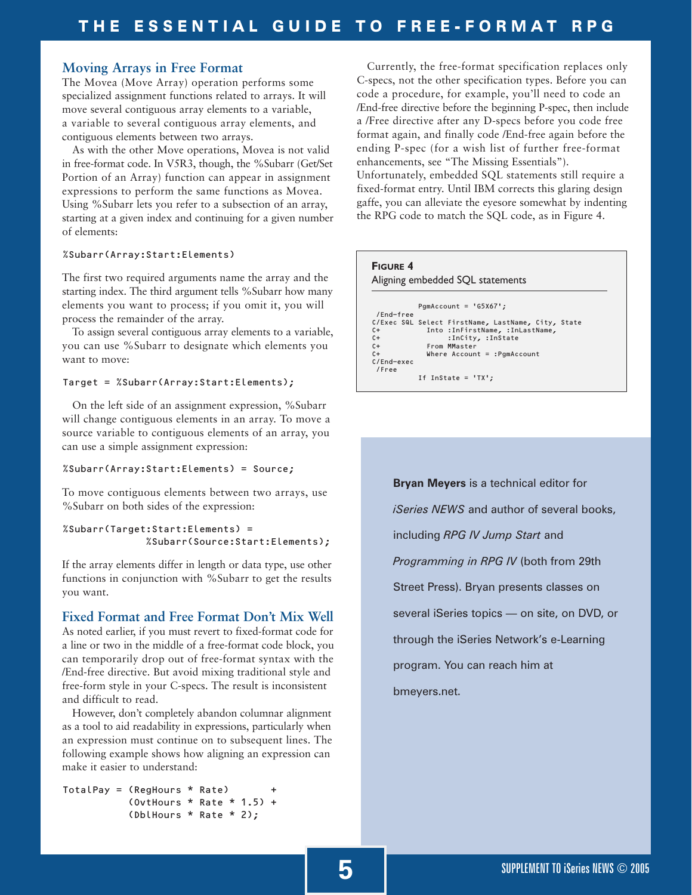## Moving Arrays in Free Format

The Movea (Move Array) operation performs some specialized assignment functions related to arrays. It will move several contiguous array elements to a variable, a variable to several contiguous array elements, and contiguous elements between two arrays.

As with the other Move operations, Movea is not valid in free-format code. In V5R3, though, the %Subarr (Get/Set Portion of an Array) function can appear in assignment expressions to perform the same functions as Movea. Using %Subarr lets you refer to a subsection of an array, starting at a given index and continuing for a given number of elements:

```
%Subarr(Array:Start:Elements)
```

The first two required arguments name the array and the starting index. The third argument tells %Subarr how many elements you want to process; if you omit it, you will process the remainder of the array.

To assign several contiguous array elements to a variable, you can use %Subarr to designate which elements you want to move:

```
Target = %Subarr(Array:Start:Elements);
```

On the left side of an assignment expression, %Subarr will change contiguous elements in an array. To move a source variable to contiguous elements of an array, you can use a simple assignment expression:

```
%Subarr(Array:Start:Elements) = Source;
```

To move contiguous elements between two arrays, use %Subarr on both sides of the expression:

```
%Subarr(Target:Start:Elements) =
              %Subarr(Source:Start:Elements);
```

If the array elements differ in length or data type, use other functions in conjunction with %Subarr to get the results you want.

## Fixed Format and Free Format Don't Mix Well

As noted earlier, if you must revert to fixed-format code for a line or two in the middle of a free-format code block, you can temporarily drop out of free-format syntax with the /End-free directive. But avoid mixing traditional style and free-form style in your C-specs. The result is inconsistent and difficult to read.

However, don't completely abandon columnar alignment as a tool to aid readability in expressions, particularly when an expression must continue on to subsequent lines. The following example shows how aligning an expression can make it easier to understand:

```
TotalPay = (RegHours * Rate)       +
           (OvtHours * Rate * 1.5) +
           (DblHours * Rate * 2);
```

Currently, the free-format specification replaces only C-specs, not the other specification types. Before you can code a procedure, for example, you'll need to code an /End-free directive before the beginning P-spec, then include a /Free directive after any D-specs before you code free format again, and finally code /End-free again before the ending P-spec (for a wish list of further free-format enhancements, see "The Missing Essentials"). Unfortunately, embedded SQL statements still require a fixed-format entry. Until IBM corrects this glaring design gaffe, you can alleviate the eyesore somewhat by indenting the RPG code to match the SQL code, as in Figure 4.

**Figure 4**
Aligning embedded SQL statements

```
         PgmAccount = 'G5X67';
 /End-free
C/Exec SQL Select FirstName, LastName, City, State
C+           Into :InFirstName, :InLastName,
C+                :InCity, :InState
C+           From MMaster
C+           Where Account = :PgmAccount
C/End-exec
 /Free
         If InState = 'TX';
```

**Bryan Meyers** is a technical editor for *iSeries NEWS* and author of several books, including *RPG IV Jump Start* and *Programming in RPG IV* (both from 29th Street Press). Bryan presents classes on several iSeries topics — on site, on DVD, or through the iSeries Network's e-Learning program. You can reach him at bmeyers.net.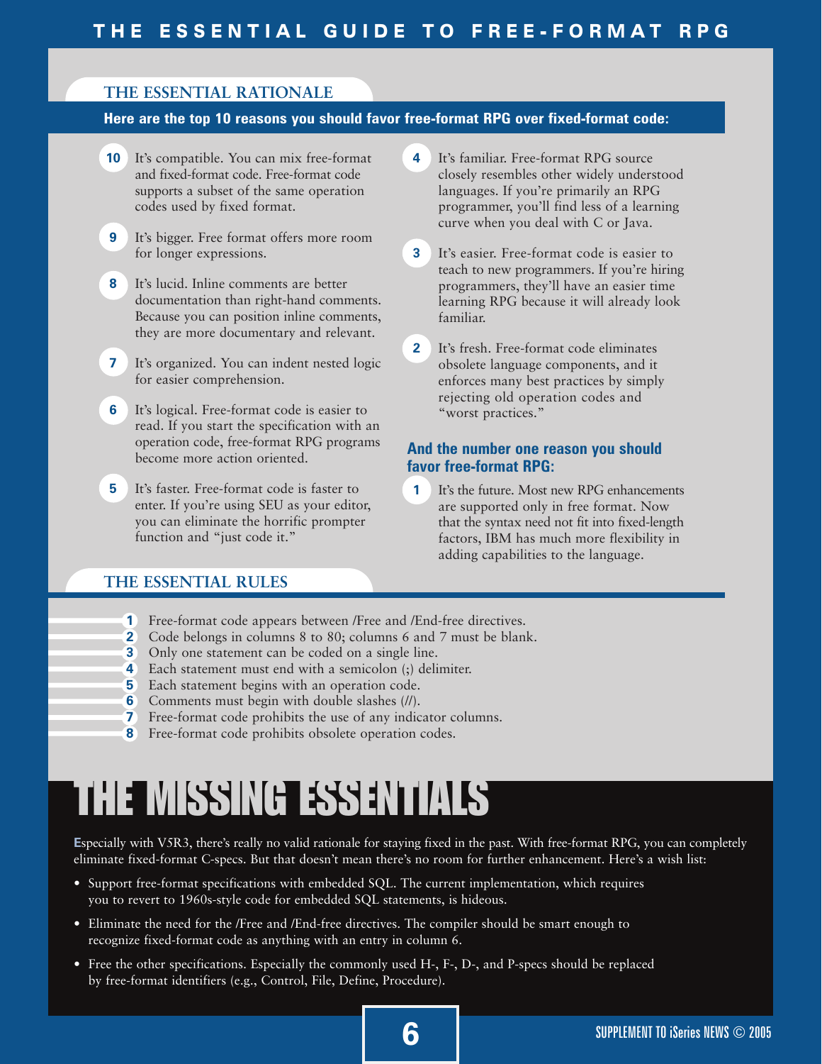## THE ESSENTIAL RATIONALE

**Here are the top 10 reasons you should favor free-format RPG over fixed-format code:**

**10** It's compatible. You can mix free-format and fixed-format code. Free-format code supports a subset of the same operation codes used by fixed format.

**9** It's bigger. Free format offers more room for longer expressions.

**8** It's lucid. Inline comments are better documentation than right-hand comments. Because you can position inline comments, they are more documentary and relevant.

**7** It's organized. You can indent nested logic for easier comprehension.

**6** It's logical. Free-format code is easier to read. If you start the specification with an operation code, free-format RPG programs become more action oriented.

**5** It's faster. Free-format code is faster to enter. If you're using SEU as your editor, you can eliminate the horrific prompter function and "just code it."

**4** It's familiar. Free-format RPG source closely resembles other widely understood languages. If you're primarily an RPG programmer, you'll find less of a learning curve when you deal with C or Java.

**3** It's easier. Free-format code is easier to teach to new programmers. If you're hiring programmers, they'll have an easier time learning RPG because it will already look familiar.

**2** It's fresh. Free-format code eliminates obsolete language components, and it enforces many best practices by simply rejecting old operation codes and "worst practices."

**And the number one reason you should favor free-format RPG:**

**1** It's the future. Most new RPG enhancements are supported only in free format. Now that the syntax need not fit into fixed-length factors, IBM has much more flexibility in adding capabilities to the language.

## THE ESSENTIAL RULES

1. Free-format code appears between /Free and /End-free directives.
2. Code belongs in columns 8 to 80; columns 6 and 7 must be blank.
3. Only one statement can be coded on a single line.
4. Each statement must end with a semicolon (;) delimiter.
5. Each statement begins with an operation code.
6. Comments must begin with double slashes (//).
7. Free-format code prohibits the use of any indicator columns.
8. Free-format code prohibits obsolete operation codes.

# THE MISSING ESSENTIALS

Especially with V5R3, there's really no valid rationale for staying fixed in the past. With free-format RPG, you can completely eliminate fixed-format C-specs. But that doesn't mean there's no room for further enhancement. Here's a wish list:

- Support free-format specifications with embedded SQL. The current implementation, which requires you to revert to 1960s-style code for embedded SQL statements, is hideous.
- Eliminate the need for the /Free and /End-free directives. The compiler should be smart enough to recognize fixed-format code as anything with an entry in column 6.
- Free the other specifications. Especially the commonly used H-, F-, D-, and P-specs should be replaced by free-format identifiers (e.g., Control, File, Define, Procedure).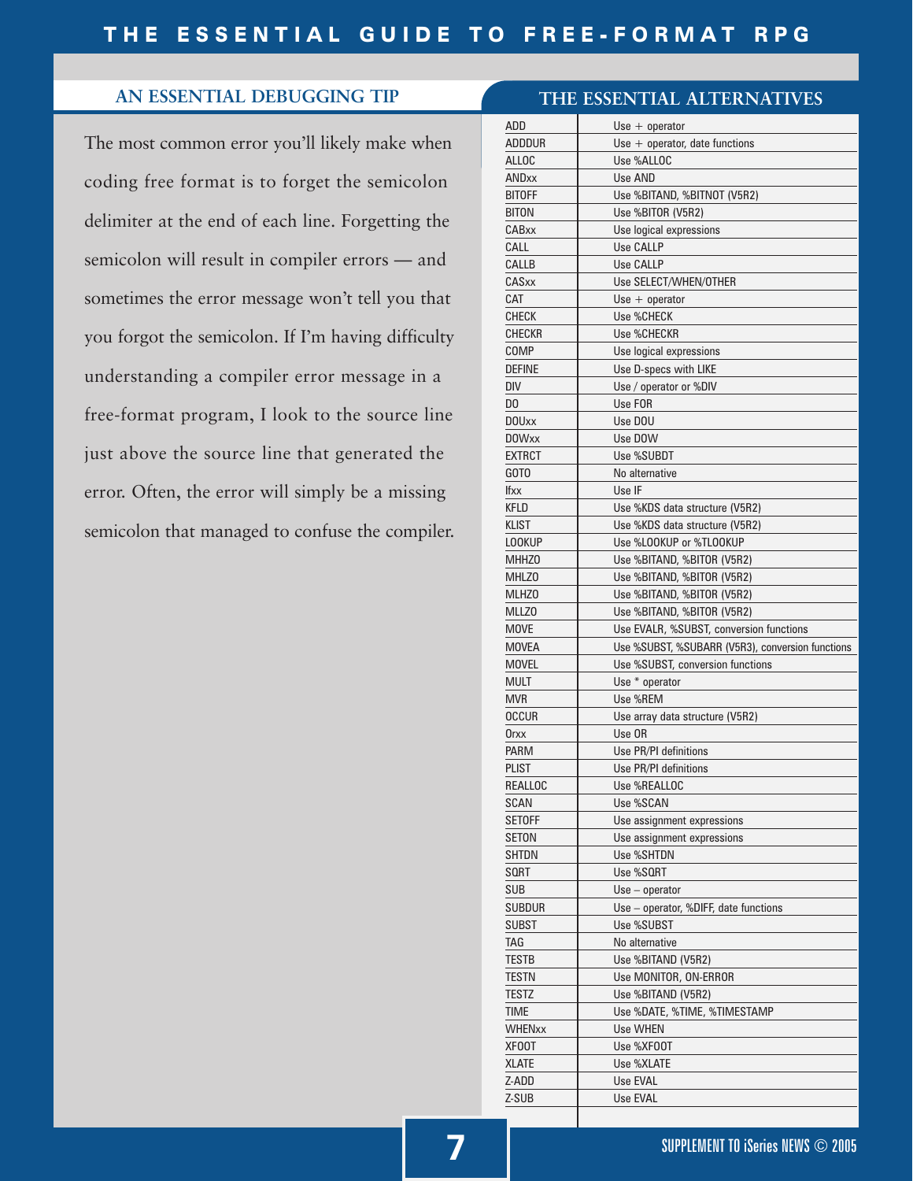## AN ESSENTIAL DEBUGGING TIP

The most common error you'll likely make when coding free format is to forget the semicolon delimiter at the end of each line. Forgetting the semicolon will result in compiler errors — and sometimes the error message won't tell you that you forgot the semicolon. If I'm having difficulty understanding a compiler error message in a free-format program, I look to the source line just above the source line that generated the error. Often, the error will simply be a missing semicolon that managed to confuse the compiler.

## THE ESSENTIAL ALTERNATIVES

| | |
|---|---|
| ADD | Use + operator |
| ADDDUR | Use + operator, date functions |
| ALLOC | Use %ALLOC |
| ANDxx | Use AND |
| BITOFF | Use %BITAND, %BITNOT (V5R2) |
| BITON | Use %BITOR (V5R2) |
| CABxx | Use logical expressions |
| CALL | Use CALLP |
| CALLB | Use CALLP |
| CASxx | Use SELECT/WHEN/OTHER |
| CAT | Use + operator |
| CHECK | Use %CHECK |
| CHECKR | Use %CHECKR |
| COMP | Use logical expressions |
| DEFINE | Use D-specs with LIKE |
| DIV | Use / operator or %DIV |
| DO | Use FOR |
| DOUxx | Use DOU |
| DOWxx | Use DOW |
| EXTRCT | Use %SUBDT |
| GOTO | No alternative |
| Ifxx | Use IF |
| KFLD | Use %KDS data structure (V5R2) |
| KLIST | Use %KDS data structure (V5R2) |
| LOOKUP | Use %LOOKUP or %TLOOKUP |
| MHHZO | Use %BITAND, %BITOR (V5R2) |
| MHLZO | Use %BITAND, %BITOR (V5R2) |
| MLHZO | Use %BITAND, %BITOR (V5R2) |
| MLLZO | Use %BITAND, %BITOR (V5R2) |
| MOVE | Use EVALR, %SUBST, conversion functions |
| MOVEA | Use %SUBST, %SUBARR (V5R3), conversion functions |
| MOVEL | Use %SUBST, conversion functions |
| MULT | Use * operator |
| MVR | Use %REM |
| OCCUR | Use array data structure (V5R2) |
| Orxx | Use OR |
| PARM | Use PR/PI definitions |
| PLIST | Use PR/PI definitions |
| REALLOC | Use %REALLOC |
| SCAN | Use %SCAN |
| SETOFF | Use assignment expressions |
| SETON | Use assignment expressions |
| SHTDN | Use %SHTDN |
| SQRT | Use %SQRT |
| SUB | Use – operator |
| SUBDUR | Use – operator, %DIFF, date functions |
| SUBST | Use %SUBST |
| TAG | No alternative |
| TESTB | Use %BITAND (V5R2) |
| TESTN | Use MONITOR, ON-ERROR |
| TESTZ | Use %BITAND (V5R2) |
| TIME | Use %DATE, %TIME, %TIMESTAMP |
| WHENxx | Use WHEN |
| XFOOT | Use %XFOOT |
| XLATE | Use %XLATE |
| Z-ADD | Use EVAL |
| Z-SUB | Use EVAL |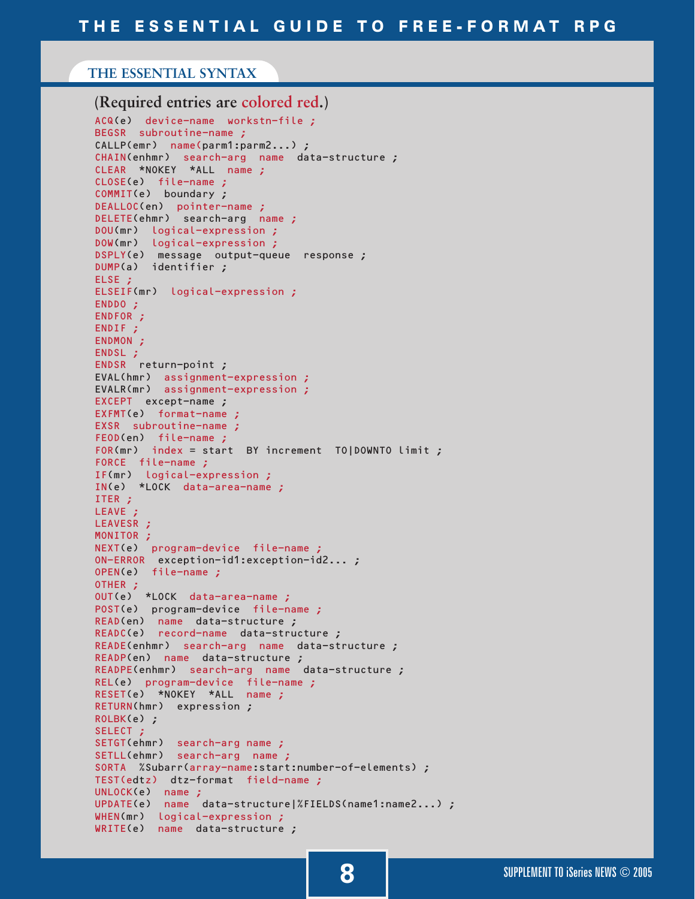## THE ESSENTIAL SYNTAX

**(Required entries are colored red.)**

```
ACQ(e)  device-name  workstn-file ;
BEGSR  subroutine-name ;
CALLP(emr)  name(parm1:parm2...) ;
CHAIN(enhmr)  search-arg  name  data-structure ;
CLEAR  *NOKEY  *ALL  name ;
CLOSE(e)  file-name ;
COMMIT(e)  boundary ;
DEALLOC(en)  pointer-name ;
DELETE(ehmr)  search-arg  name ;
DOU(mr)  logical-expression ;
DOW(mr)  logical-expression ;
DSPLY(e)  message  output-queue  response ;
DUMP(a)  identifier ;
ELSE ;
ELSEIF(mr)  logical-expression ;
ENDDO ;
ENDFOR ;
ENDIF ;
ENDMON ;
ENDSL ;
ENDSR  return-point ;
EVAL(hmr)  assignment-expression ;
EVALR(mr)  assignment-expression ;
EXCEPT  except-name ;
EXFMT(e)  format-name ;
EXSR  subroutine-name ;
FEOD(en)  file-name ;
FOR(mr)  index = start  BY increment  TO|DOWNTO limit ;
FORCE  file-name ;
IF(mr)  logical-expression ;
IN(e)  *LOCK  data-area-name ;
ITER ;
LEAVE ;
LEAVESR ;
MONITOR ;
NEXT(e)  program-device  file-name ;
ON-ERROR  exception-id1:exception-id2... ;
OPEN(e)  file-name ;
OTHER ;
OUT(e)  *LOCK  data-area-name ;
POST(e)  program-device  file-name ;
READ(en)  name  data-structure ;
READC(e)  record-name  data-structure ;
READE(enhmr)  search-arg  name  data-structure ;
READP(en)  name  data-structure ;
READPE(enhmr)  search-arg  name  data-structure ;
REL(e)  program-device  file-name ;
RESET(e)  *NOKEY  *ALL  name ;
RETURN(hmr)  expression ;
ROLBK(e) ;
SELECT ;
SETGT(ehmr)  search-arg name ;
SETLL(ehmr)  search-arg  name ;
SORTA  %Subarr(array-name:start:number-of-elements) ;
TEST(edtz)  dtz-format  field-name ;
UNLOCK(e)  name ;
UPDATE(e)  name  data-structure|%FIELDS(name1:name2...) ;
WHEN(mr)  logical-expression ;
WRITE(e)  name  data-structure ;
```